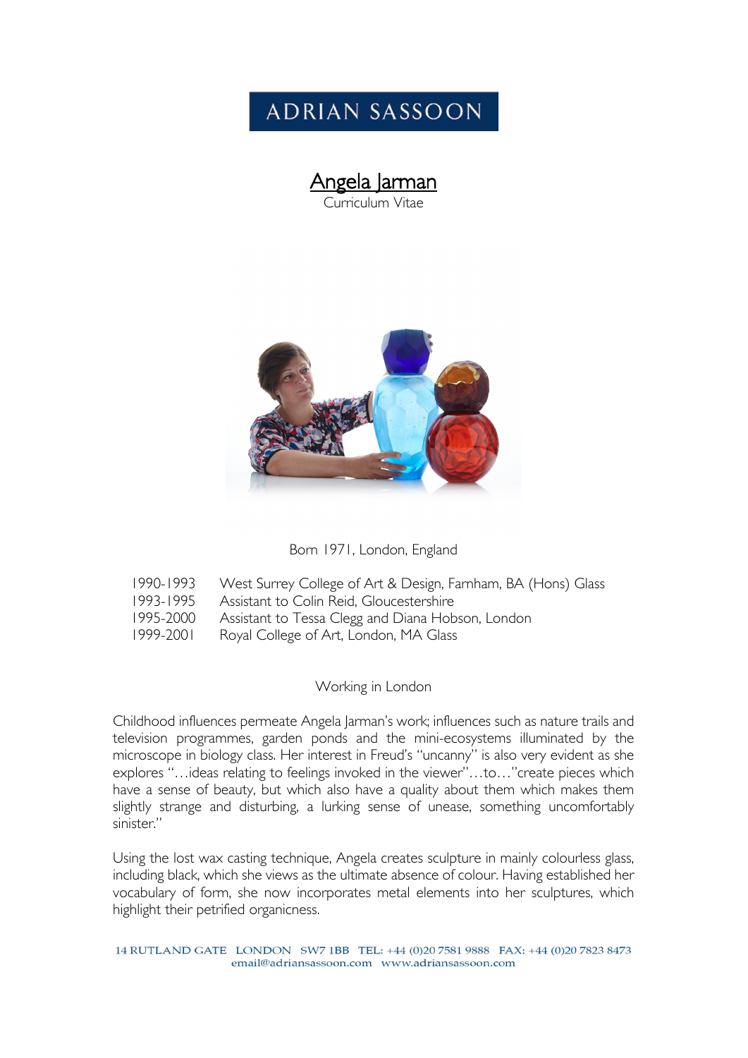ADRIAN SASSOON

# Angela Jarman

Curriculum Vitae

Born 1971, London, England

| | |
|---|---|
| 1990-1993 | West Surrey College of Art & Design, Farnham, BA (Hons) Glass |
| 1993-1995 | Assistant to Colin Reid, Gloucestershire |
| 1995-2000 | Assistant to Tessa Clegg and Diana Hobson, London |
| 1999-2001 | Royal College of Art, London, MA Glass |

Working in London

Childhood influences permeate Angela Jarman's work; influences such as nature trails and television programmes, garden ponds and the mini-ecosystems illuminated by the microscope in biology class. Her interest in Freud's "uncanny" is also very evident as she explores "…ideas relating to feelings invoked in the viewer"…to…"create pieces which have a sense of beauty, but which also have a quality about them which makes them slightly strange and disturbing, a lurking sense of unease, something uncomfortably sinister."

Using the lost wax casting technique, Angela creates sculpture in mainly colourless glass, including black, which she views as the ultimate absence of colour. Having established her vocabulary of form, she now incorporates metal elements into her sculptures, which highlight their petrified organicness.

14 RUTLAND GATE LONDON SW7 1BB TEL: +44 (0)20 7581 9888 FAX: +44 (0)20 7823 8473
email@adriansassoon.com www.adriansassoon.com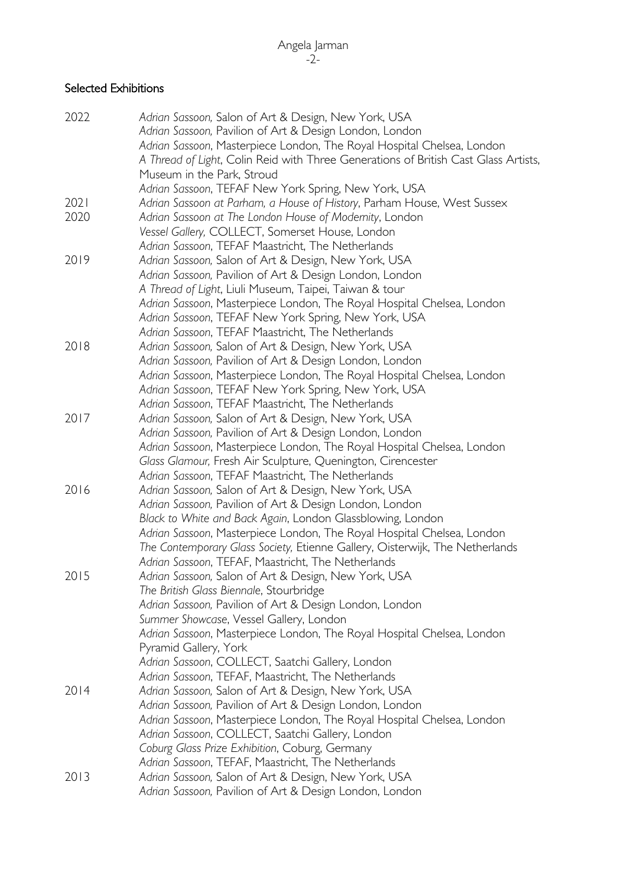## Selected Exhibitions

2022
*Adrian Sassoon,* Salon of Art & Design, New York, USA
*Adrian Sassoon,* Pavilion of Art & Design London, London
*Adrian Sassoon*, Masterpiece London, The Royal Hospital Chelsea, London
*A Thread of Light*, Colin Reid with Three Generations of British Cast Glass Artists, Museum in the Park, Stroud
*Adrian Sassoon*, TEFAF New York Spring, New York, USA

2021
*Adrian Sassoon at Parham, a House of History*, Parham House, West Sussex

2020
*Adrian Sassoon at The London House of Modernity*, London
*Vessel Gallery,* COLLECT, Somerset House, London
*Adrian Sassoon*, TEFAF Maastricht, The Netherlands

2019
*Adrian Sassoon,* Salon of Art & Design, New York, USA
*Adrian Sassoon,* Pavilion of Art & Design London, London
*A Thread of Light*, Liuli Museum, Taipei, Taiwan & tour
*Adrian Sassoon*, Masterpiece London, The Royal Hospital Chelsea, London
*Adrian Sassoon*, TEFAF New York Spring, New York, USA
*Adrian Sassoon*, TEFAF Maastricht, The Netherlands

2018
*Adrian Sassoon,* Salon of Art & Design, New York, USA
*Adrian Sassoon,* Pavilion of Art & Design London, London
*Adrian Sassoon*, Masterpiece London, The Royal Hospital Chelsea, London
*Adrian Sassoon*, TEFAF New York Spring, New York, USA
*Adrian Sassoon*, TEFAF Maastricht, The Netherlands

2017
*Adrian Sassoon,* Salon of Art & Design, New York, USA
*Adrian Sassoon,* Pavilion of Art & Design London, London
*Adrian Sassoon*, Masterpiece London, The Royal Hospital Chelsea, London
*Glass Glamour,* Fresh Air Sculpture, Quenington, Cirencester
*Adrian Sassoon*, TEFAF Maastricht, The Netherlands

2016
*Adrian Sassoon,* Salon of Art & Design, New York, USA
*Adrian Sassoon,* Pavilion of Art & Design London, London
*Black to White and Back Again*, London Glassblowing, London
*Adrian Sassoon*, Masterpiece London, The Royal Hospital Chelsea, London
*The Contemporary Glass Society,* Etienne Gallery, Oisterwijk, The Netherlands
*Adrian Sassoon*, TEFAF, Maastricht, The Netherlands

2015
*Adrian Sassoon,* Salon of Art & Design, New York, USA
*The British Glass Biennale*, Stourbridge
*Adrian Sassoon,* Pavilion of Art & Design London, London
*Summer Showcase*, Vessel Gallery, London
*Adrian Sassoon*, Masterpiece London, The Royal Hospital Chelsea, London
Pyramid Gallery, York
*Adrian Sassoon*, COLLECT, Saatchi Gallery, London
*Adrian Sassoon*, TEFAF, Maastricht, The Netherlands

2014
*Adrian Sassoon,* Salon of Art & Design, New York, USA
*Adrian Sassoon,* Pavilion of Art & Design London, London
*Adrian Sassoon*, Masterpiece London, The Royal Hospital Chelsea, London
*Adrian Sassoon*, COLLECT, Saatchi Gallery, London
*Coburg Glass Prize Exhibition*, Coburg, Germany
*Adrian Sassoon*, TEFAF, Maastricht, The Netherlands

2013
*Adrian Sassoon,* Salon of Art & Design, New York, USA
*Adrian Sassoon,* Pavilion of Art & Design London, London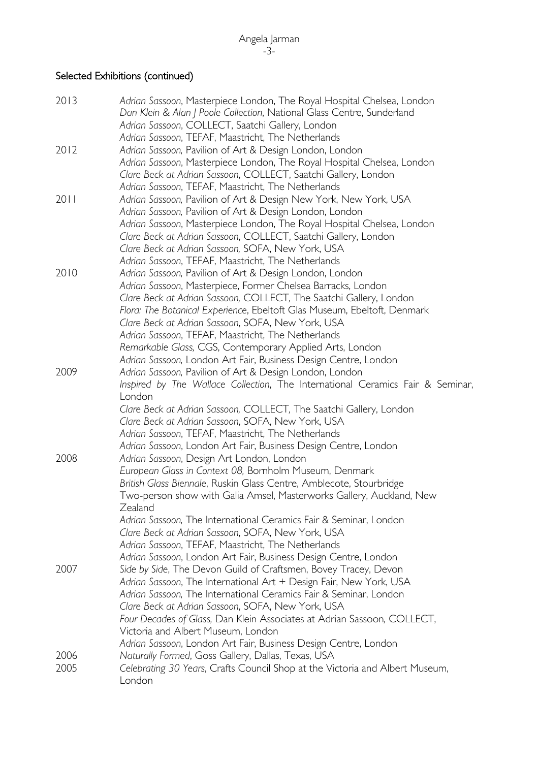## Selected Exhibitions (continued)

**2013**
*Adrian Sassoon*, Masterpiece London, The Royal Hospital Chelsea, London
*Dan Klein & Alan J Poole Collection*, National Glass Centre, Sunderland
*Adrian Sassoon*, COLLECT, Saatchi Gallery, London
*Adrian Sassoon*, TEFAF, Maastricht, The Netherlands

**2012**
*Adrian Sassoon,* Pavilion of Art & Design London, London
*Adrian Sassoon*, Masterpiece London, The Royal Hospital Chelsea, London
*Clare Beck at Adrian Sassoon*, COLLECT, Saatchi Gallery, London
*Adrian Sassoon*, TEFAF, Maastricht, The Netherlands

**2011**
*Adrian Sassoon,* Pavilion of Art & Design New York, New York, USA
*Adrian Sassoon,* Pavilion of Art & Design London, London
*Adrian Sassoon*, Masterpiece London, The Royal Hospital Chelsea, London
*Clare Beck at Adrian Sassoon*, COLLECT, Saatchi Gallery, London
*Clare Beck at Adrian Sassoon,* SOFA, New York, USA
*Adrian Sassoon*, TEFAF, Maastricht, The Netherlands

**2010**
*Adrian Sassoon,* Pavilion of Art & Design London, London
*Adrian Sassoon*, Masterpiece, Former Chelsea Barracks, London
*Clare Beck at Adrian Sassoon,* COLLECT, The Saatchi Gallery, London
*Flora: The Botanical Experience*, Ebeltoft Glas Museum, Ebeltoft, Denmark
*Clare Beck at Adrian Sassoon*, SOFA, New York, USA
*Adrian Sassoon*, TEFAF, Maastricht, The Netherlands
*Remarkable Glass,* CGS, Contemporary Applied Arts, London
*Adrian Sassoon,* London Art Fair, Business Design Centre, London

**2009**
*Adrian Sassoon,* Pavilion of Art & Design London, London
*Inspired by The Wallace Collection*, The International Ceramics Fair & Seminar, London
*Clare Beck at Adrian Sassoon,* COLLECT, The Saatchi Gallery, London
*Clare Beck at Adrian Sassoon*, SOFA, New York, USA
*Adrian Sassoon*, TEFAF, Maastricht, The Netherlands
*Adrian Sassoon*, London Art Fair, Business Design Centre, London

**2008**
*Adrian Sassoon*, Design Art London, London
*European Glass in Context 08,* Bornholm Museum, Denmark
*British Glass Biennale*, Ruskin Glass Centre, Amblecote, Stourbridge
Two-person show with Galia Amsel, Masterworks Gallery, Auckland, New Zealand
*Adrian Sassoon,* The International Ceramics Fair & Seminar, London
*Clare Beck at Adrian Sassoon*, SOFA, New York, USA
*Adrian Sassoon*, TEFAF, Maastricht, The Netherlands
*Adrian Sassoon*, London Art Fair, Business Design Centre, London

**2007**
*Side by Side*, The Devon Guild of Craftsmen, Bovey Tracey, Devon
*Adrian Sassoon*, The International Art + Design Fair, New York, USA
*Adrian Sassoon,* The International Ceramics Fair & Seminar, London
*Clare Beck at Adrian Sassoon*, SOFA, New York, USA
*Four Decades of Glass,* Dan Klein Associates at Adrian Sassoon*,* COLLECT, Victoria and Albert Museum, London
*Adrian Sassoon*, London Art Fair, Business Design Centre, London

**2006**
*Naturally Formed*, Goss Gallery, Dallas, Texas, USA

**2005**
*Celebrating 30 Years*, Crafts Council Shop at the Victoria and Albert Museum, London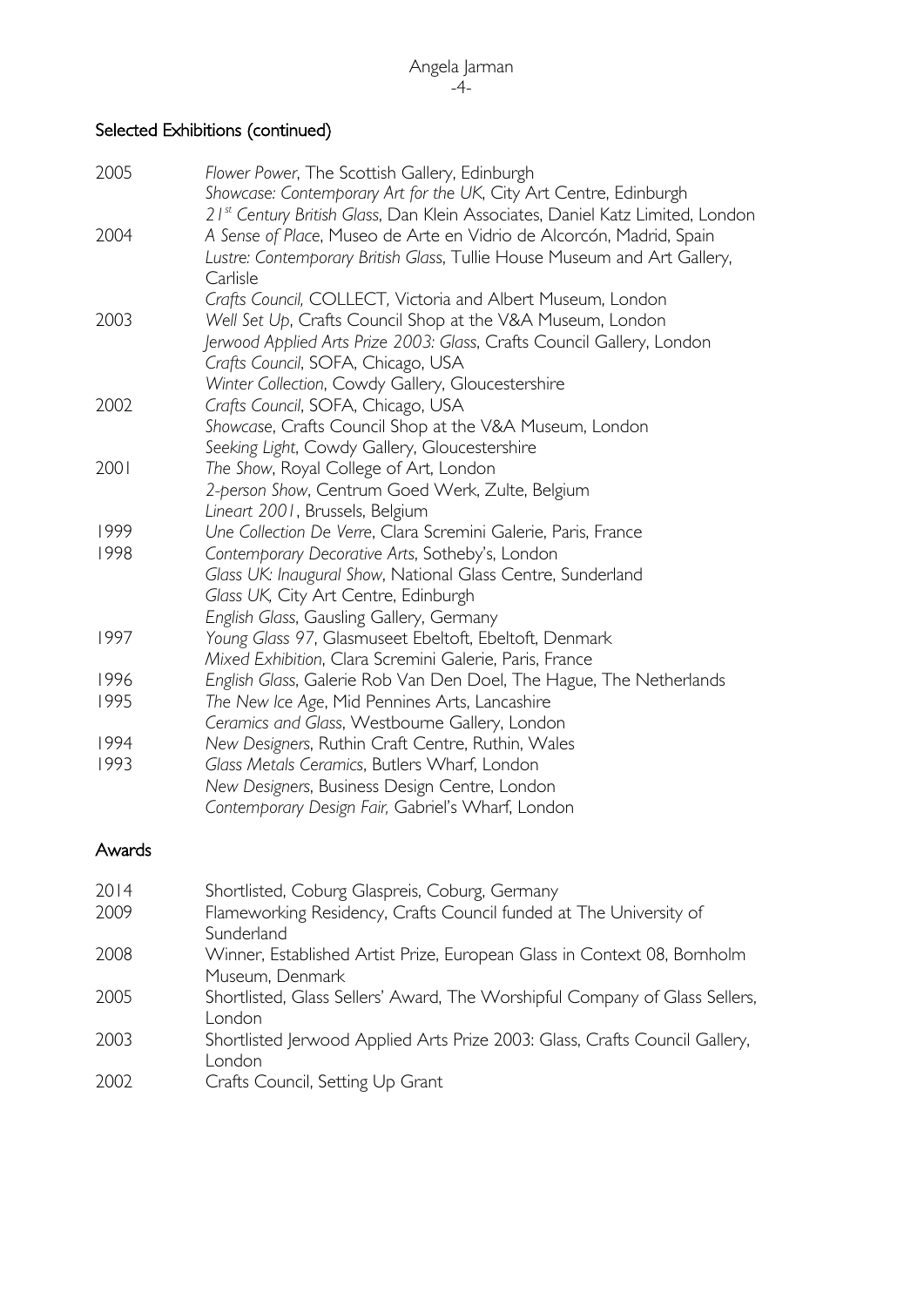## Selected Exhibitions (continued)

2005 *Flower Power*, The Scottish Gallery, Edinburgh
*Showcase: Contemporary Art for the UK*, City Art Centre, Edinburgh
*21st Century British Glass*, Dan Klein Associates, Daniel Katz Limited, London

2004 *A Sense of Place*, Museo de Arte en Vidrio de Alcorcón, Madrid, Spain
*Lustre: Contemporary British Glass*, Tullie House Museum and Art Gallery, Carlisle
*Crafts Council*, COLLECT, Victoria and Albert Museum, London

2003 *Well Set Up*, Crafts Council Shop at the V&A Museum, London
*Jerwood Applied Arts Prize 2003: Glass*, Crafts Council Gallery, London
*Crafts Council*, SOFA, Chicago, USA
*Winter Collection*, Cowdy Gallery, Gloucestershire

2002 *Crafts Council*, SOFA, Chicago, USA
*Showcase*, Crafts Council Shop at the V&A Museum, London
*Seeking Light*, Cowdy Gallery, Gloucestershire

2001 *The Show*, Royal College of Art, London
*2-person Show*, Centrum Goed Werk, Zulte, Belgium
*Lineart 2001*, Brussels, Belgium

1999 *Une Collection De Verre*, Clara Scremini Galerie, Paris, France

1998 *Contemporary Decorative Arts*, Sotheby's, London
*Glass UK: Inaugural Show*, National Glass Centre, Sunderland
*Glass UK*, City Art Centre, Edinburgh
*English Glass*, Gausling Gallery, Germany

1997 *Young Glass 97*, Glasmuseet Ebeltoft, Ebeltoft, Denmark
*Mixed Exhibition*, Clara Scremini Galerie, Paris, France

1996 *English Glass*, Galerie Rob Van Den Doel, The Hague, The Netherlands

1995 *The New Ice Age*, Mid Pennines Arts, Lancashire
*Ceramics and Glass*, Westbourne Gallery, London

1994 *New Designers*, Ruthin Craft Centre, Ruthin, Wales

1993 *Glass Metals Ceramics*, Butlers Wharf, London
*New Designers*, Business Design Centre, London
*Contemporary Design Fair,* Gabriel's Wharf, London

## Awards

2014 Shortlisted, Coburg Glaspreis, Coburg, Germany

2009 Flameworking Residency, Crafts Council funded at The University of Sunderland

2008 Winner, Established Artist Prize, European Glass in Context 08, Bornholm Museum, Denmark

2005 Shortlisted, Glass Sellers' Award, The Worshipful Company of Glass Sellers, London

2003 Shortlisted Jerwood Applied Arts Prize 2003: Glass, Crafts Council Gallery, London

2002 Crafts Council, Setting Up Grant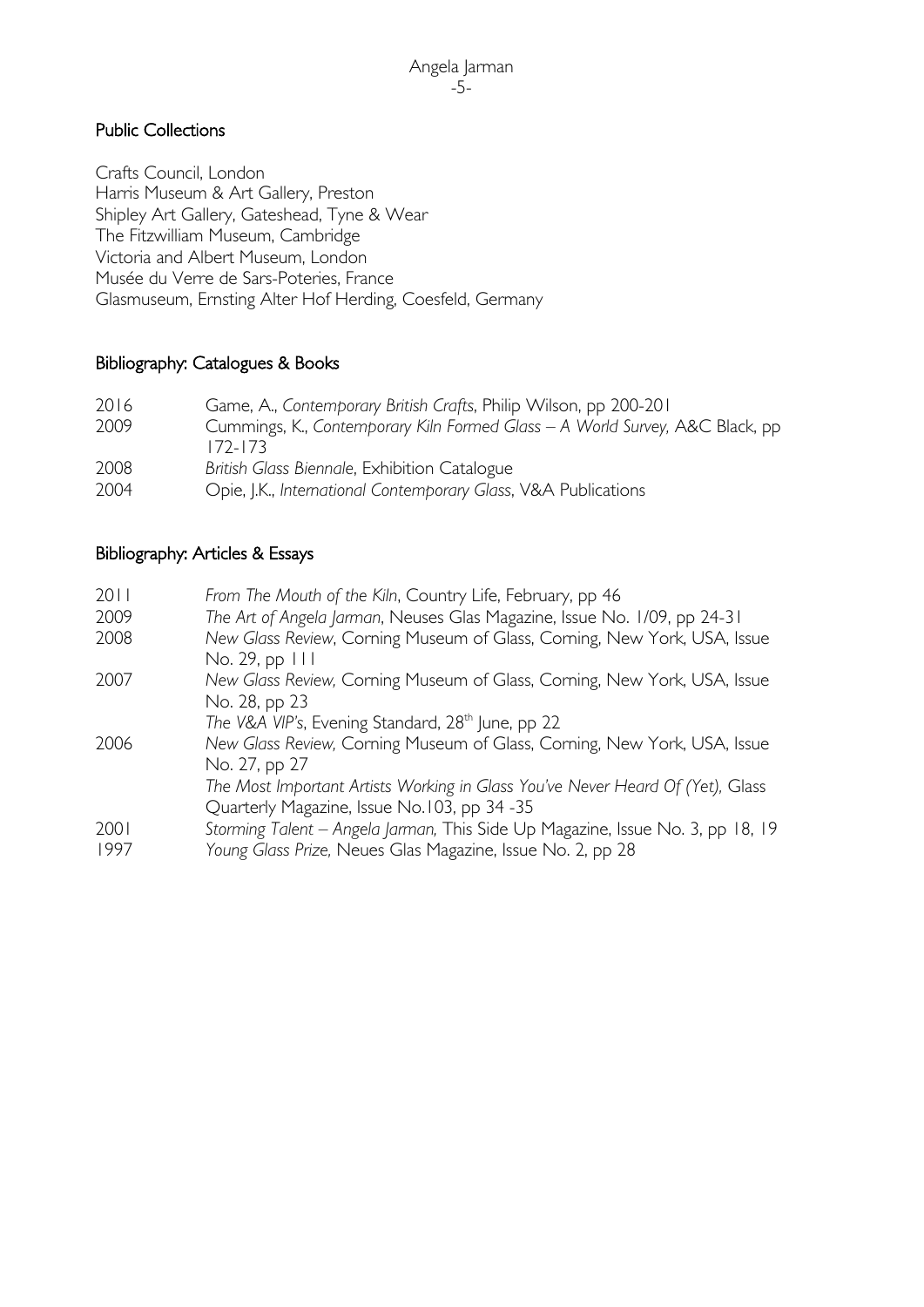## Public Collections

Crafts Council, London
Harris Museum & Art Gallery, Preston
Shipley Art Gallery, Gateshead, Tyne & Wear
The Fitzwilliam Museum, Cambridge
Victoria and Albert Museum, London
Musée du Verre de Sars-Poteries, France
Glasmuseum, Ernsting Alter Hof Herding, Coesfeld, Germany

## Bibliography: Catalogues & Books

| | |
|---|---|
| 2016 | Game, A., *Contemporary British Crafts*, Philip Wilson, pp 200-201 |
| 2009 | Cummings, K., *Contemporary Kiln Formed Glass – A World Survey,* A&C Black, pp 172-173 |
| 2008 | *British Glass Biennale*, Exhibition Catalogue |
| 2004 | Opie, J.K., *International Contemporary Glass*, V&A Publications |

## Bibliography: Articles & Essays

| | |
|---|---|
| 2011 | *From The Mouth of the Kiln*, Country Life, February, pp 46 |
| 2009 | *The Art of Angela Jarman*, Neuses Glas Magazine, Issue No. 1/09, pp 24-31 |
| 2008 | *New Glass Review*, Corning Museum of Glass, Corning, New York, USA, Issue No. 29, pp 111 |
| 2007 | *New Glass Review,* Corning Museum of Glass, Corning, New York, USA, Issue No. 28, pp 23 |
| | *The V&A VIP's*, Evening Standard, 28th June, pp 22 |
| 2006 | *New Glass Review,* Corning Museum of Glass, Corning, New York, USA, Issue No. 27, pp 27 |
| | *The Most Important Artists Working in Glass You've Never Heard Of (Yet),* Glass Quarterly Magazine, Issue No.103, pp 34 -35 |
| 2001 | *Storming Talent – Angela Jarman,* This Side Up Magazine, Issue No. 3, pp 18, 19 |
| 1997 | *Young Glass Prize,* Neues Glas Magazine, Issue No. 2, pp 28 |